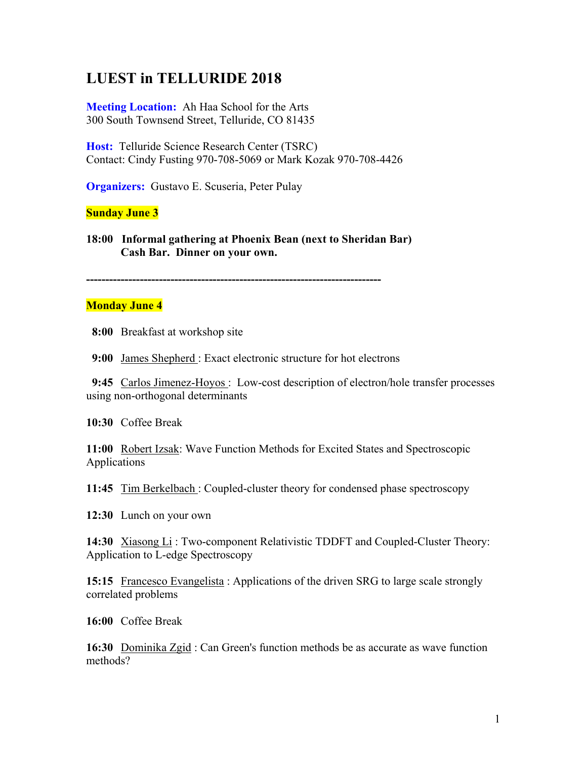# LUEST in TELLURIDE 2018

**Meeting Location:** Ah Haa School for the Arts
300 South Townsend Street, Telluride, CO 81435

**Host:** Telluride Science Research Center (TSRC)
Contact: Cindy Fusting 970-708-5069 or Mark Kozak 970-708-4426

**Organizers:** Gustavo E. Scuseria, Peter Pulay

**Sunday June 3**

**18:00 Informal gathering at Phoenix Bean (next to Sheridan Bar)**
**Cash Bar. Dinner on your own.**

**-----------------------------------------------------------------------------**

**Monday June 4**

**8:00** Breakfast at workshop site

**9:00** James Shepherd : Exact electronic structure for hot electrons

**9:45** Carlos Jimenez-Hoyos : Low-cost description of electron/hole transfer processes using non-orthogonal determinants

**10:30** Coffee Break

**11:00** Robert Izsak: Wave Function Methods for Excited States and Spectroscopic Applications

**11:45** Tim Berkelbach : Coupled-cluster theory for condensed phase spectroscopy

**12:30** Lunch on your own

**14:30** Xiasong Li : Two-component Relativistic TDDFT and Coupled-Cluster Theory: Application to L-edge Spectroscopy

**15:15** Francesco Evangelista : Applications of the driven SRG to large scale strongly correlated problems

**16:00** Coffee Break

**16:30** Dominika Zgid : Can Green's function methods be as accurate as wave function methods?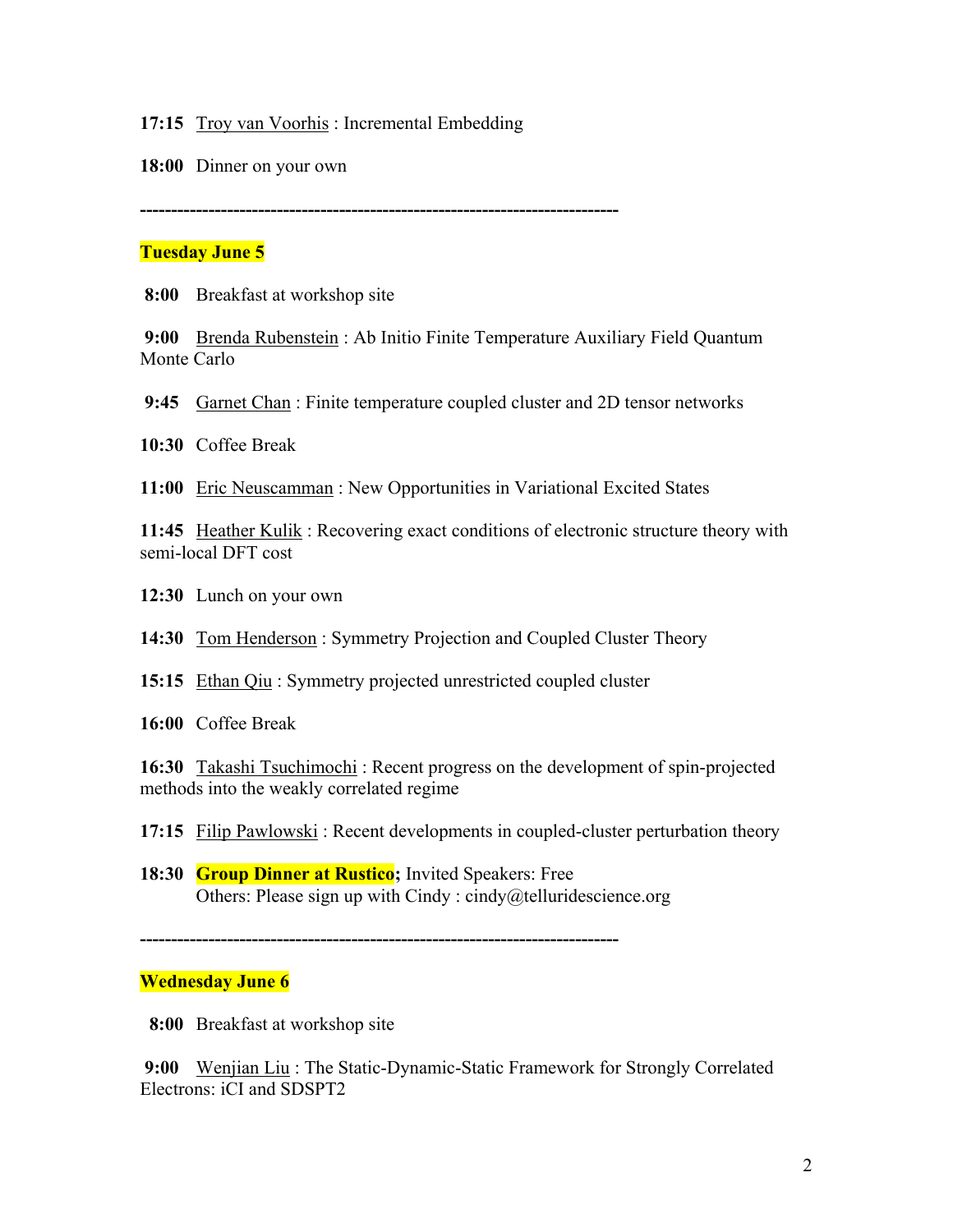**17:15** Troy van Voorhis : Incremental Embedding

**18:00** Dinner on your own

---

**Tuesday June 5**

**8:00** Breakfast at workshop site

**9:00** Brenda Rubenstein : Ab Initio Finite Temperature Auxiliary Field Quantum Monte Carlo

**9:45** Garnet Chan : Finite temperature coupled cluster and 2D tensor networks

**10:30** Coffee Break

**11:00** Eric Neuscamman : New Opportunities in Variational Excited States

**11:45** Heather Kulik : Recovering exact conditions of electronic structure theory with semi-local DFT cost

**12:30** Lunch on your own

**14:30** Tom Henderson : Symmetry Projection and Coupled Cluster Theory

**15:15** Ethan Qiu : Symmetry projected unrestricted coupled cluster

**16:00** Coffee Break

**16:30** Takashi Tsuchimochi : Recent progress on the development of spin-projected methods into the weakly correlated regime

**17:15** Filip Pawlowski : Recent developments in coupled-cluster perturbation theory

**18:30** **Group Dinner at Rustico;** Invited Speakers: Free
Others: Please sign up with Cindy : cindy@telluridescience.org

---

**Wednesday June 6**

**8:00** Breakfast at workshop site

**9:00** Wenjian Liu : The Static-Dynamic-Static Framework for Strongly Correlated Electrons: iCI and SDSPT2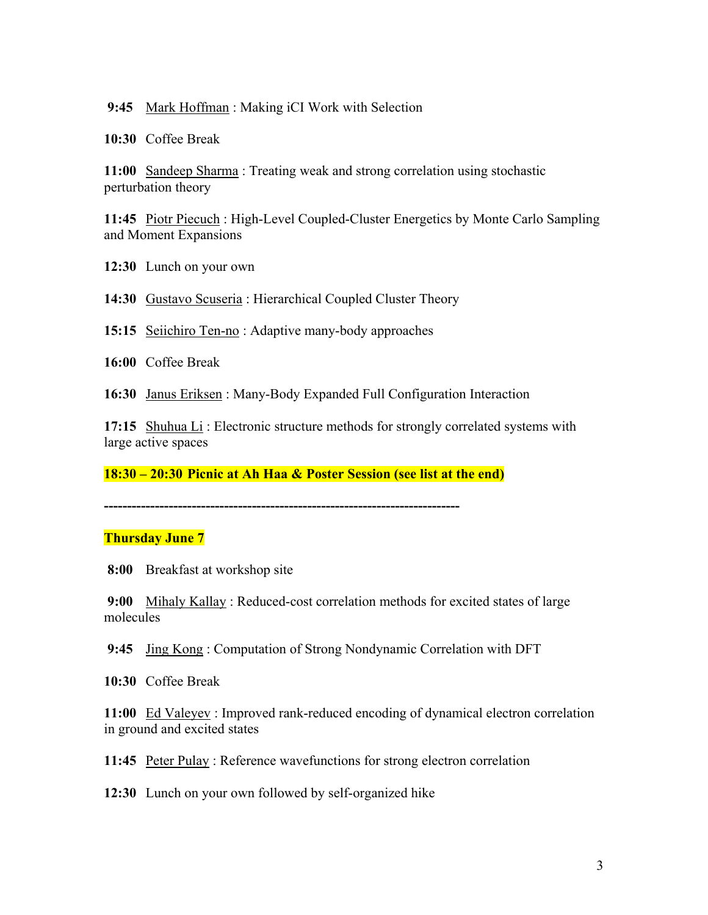**9:45** Mark Hoffman : Making iCI Work with Selection

**10:30** Coffee Break

**11:00** Sandeep Sharma : Treating weak and strong correlation using stochastic perturbation theory

**11:45** Piotr Piecuch : High-Level Coupled-Cluster Energetics by Monte Carlo Sampling and Moment Expansions

**12:30** Lunch on your own

**14:30** Gustavo Scuseria : Hierarchical Coupled Cluster Theory

**15:15** Seiichiro Ten-no : Adaptive many-body approaches

**16:00** Coffee Break

**16:30** Janus Eriksen : Many-Body Expanded Full Configuration Interaction

**17:15** Shuhua Li : Electronic structure methods for strongly correlated systems with large active spaces

**18:30 – 20:30 Picnic at Ah Haa & Poster Session (see list at the end)**

**-----------------------------------------------------------------------------**

**Thursday June 7**

**8:00** Breakfast at workshop site

**9:00** Mihaly Kallay : Reduced-cost correlation methods for excited states of large molecules

**9:45** Jing Kong : Computation of Strong Nondynamic Correlation with DFT

**10:30** Coffee Break

**11:00** Ed Valeyev : Improved rank-reduced encoding of dynamical electron correlation in ground and excited states

**11:45** Peter Pulay : Reference wavefunctions for strong electron correlation

**12:30** Lunch on your own followed by self-organized hike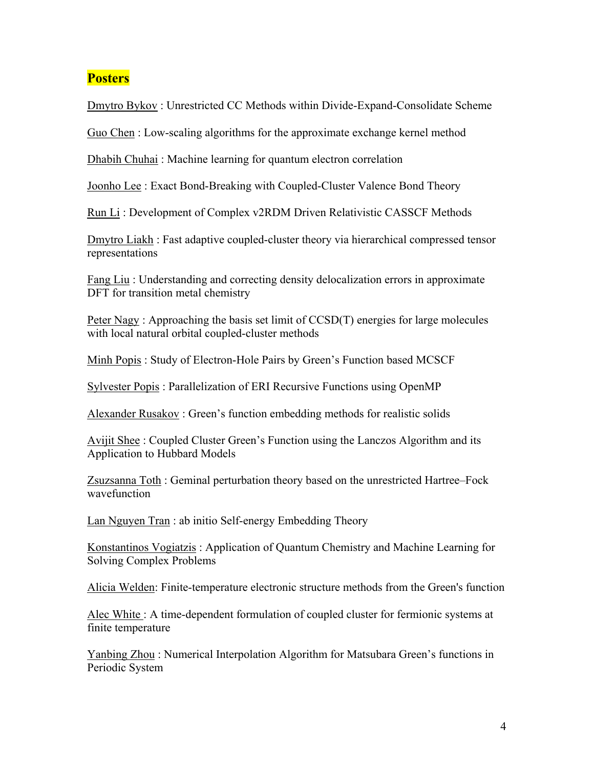## Posters

Dmytro Bykov : Unrestricted CC Methods within Divide-Expand-Consolidate Scheme

Guo Chen : Low-scaling algorithms for the approximate exchange kernel method

Dhabih Chuhai : Machine learning for quantum electron correlation

Joonho Lee : Exact Bond-Breaking with Coupled-Cluster Valence Bond Theory

Run Li : Development of Complex v2RDM Driven Relativistic CASSCF Methods

Dmytro Liakh : Fast adaptive coupled-cluster theory via hierarchical compressed tensor representations

Fang Liu : Understanding and correcting density delocalization errors in approximate DFT for transition metal chemistry

Peter Nagy : Approaching the basis set limit of CCSD(T) energies for large molecules with local natural orbital coupled-cluster methods

Minh Popis : Study of Electron-Hole Pairs by Green's Function based MCSCF

Sylvester Popis : Parallelization of ERI Recursive Functions using OpenMP

Alexander Rusakov : Green's function embedding methods for realistic solids

Avijit Shee : Coupled Cluster Green's Function using the Lanczos Algorithm and its Application to Hubbard Models

Zsuzsanna Toth : Geminal perturbation theory based on the unrestricted Hartree–Fock wavefunction

Lan Nguyen Tran : ab initio Self-energy Embedding Theory

Konstantinos Vogiatzis : Application of Quantum Chemistry and Machine Learning for Solving Complex Problems

Alicia Welden: Finite-temperature electronic structure methods from the Green's function

Alec White : A time-dependent formulation of coupled cluster for fermionic systems at finite temperature

Yanbing Zhou : Numerical Interpolation Algorithm for Matsubara Green's functions in Periodic System